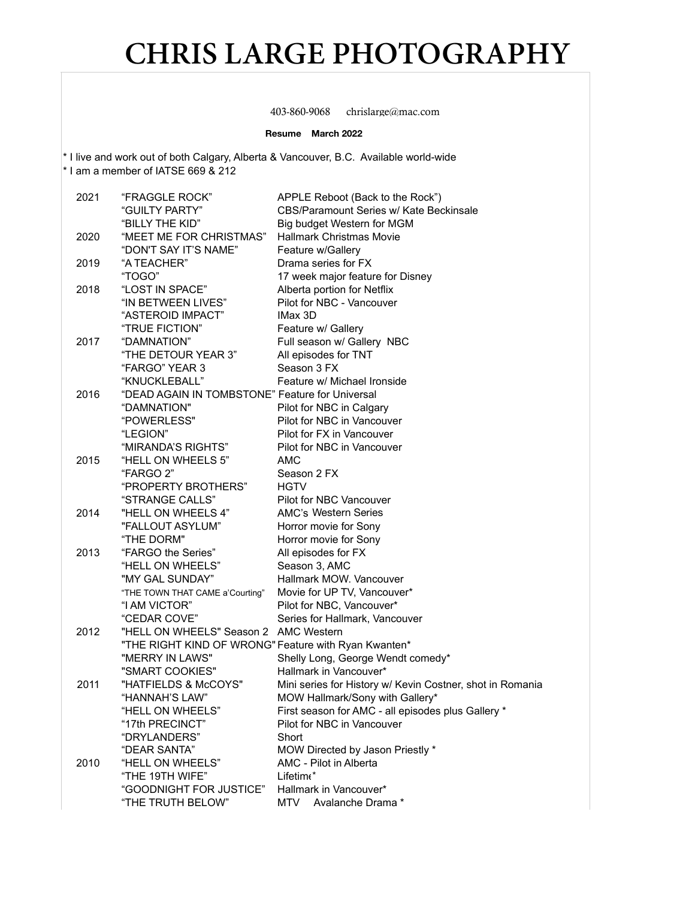# CHRIS LARGE PHOTOGRAPHY

403-860-9068 chrislarge@mac.com

**Resume March 2022**

* I live and work out of both Calgary, Alberta & Vancouver, B.C. Available world-wide
* I am a member of IATSE 669 & 212

| Year | Title | Description |
|---|---|---|
| 2021 | "FRAGGLE ROCK" | APPLE Reboot (Back to the Rock") |
| | "GUILTY PARTY" | CBS/Paramount Series w/ Kate Beckinsale |
| | "BILLY THE KID" | Big budget Western for MGM |
| 2020 | "MEET ME FOR CHRISTMAS" | Hallmark Christmas Movie |
| | "DON'T SAY IT'S NAME" | Feature w/Gallery |
| 2019 | "A TEACHER" | Drama series for FX |
| | "TOGO" | 17 week major feature for Disney |
| 2018 | "LOST IN SPACE" | Alberta portion for Netflix |
| | "IN BETWEEN LIVES" | Pilot for NBC - Vancouver |
| | "ASTEROID IMPACT" | IMax 3D |
| | "TRUE FICTION" | Feature w/ Gallery |
| 2017 | "DAMNATION" | Full season w/ Gallery NBC |
| | "THE DETOUR YEAR 3" | All episodes for TNT |
| | "FARGO" YEAR 3 | Season 3 FX |
| | "KNUCKLEBALL" | Feature w/ Michael Ironside |
| 2016 | "DEAD AGAIN IN TOMBSTONE" | Feature for Universal |
| | "DAMNATION" | Pilot for NBC in Calgary |
| | "POWERLESS" | Pilot for NBC in Vancouver |
| | "LEGION" | Pilot for FX in Vancouver |
| | "MIRANDA'S RIGHTS" | Pilot for NBC in Vancouver |
| 2015 | "HELL ON WHEELS 5" | AMC |
| | "FARGO 2" | Season 2 FX |
| | "PROPERTY BROTHERS" | HGTV |
| | "STRANGE CALLS" | Pilot for NBC Vancouver |
| 2014 | "HELL ON WHEELS 4" | AMC's Western Series |
| | "FALLOUT ASYLUM" | Horror movie for Sony |
| | "THE DORM" | Horror movie for Sony |
| 2013 | "FARGO the Series" | All episodes for FX |
| | "HELL ON WHEELS" | Season 3, AMC |
| | "MY GAL SUNDAY" | Hallmark MOW. Vancouver |
| | "THE TOWN THAT CAME a'Courting" | Movie for UP TV, Vancouver* |
| | "I AM VICTOR" | Pilot for NBC, Vancouver* |
| | "CEDAR COVE" | Series for Hallmark, Vancouver |
| 2012 | "HELL ON WHEELS" Season 2 | AMC Western |
| | "THE RIGHT KIND OF WRONG" | Feature with Ryan Kwanten* |
| | "MERRY IN LAWS" | Shelly Long, George Wendt comedy* |
| | "SMART COOKIES" | Hallmark in Vancouver* |
| 2011 | "HATFIELDS & McCOYS" | Mini series for History w/ Kevin Costner, shot in Romania |
| | "HANNAH'S LAW" | MOW Hallmark/Sony with Gallery* |
| | "HELL ON WHEELS" | First season for AMC - all episodes plus Gallery * |
| | "17th PRECINCT" | Pilot for NBC in Vancouver |
| | "DRYLANDERS" | Short |
| | "DEAR SANTA" | MOW Directed by Jason Priestly * |
| 2010 | "HELL ON WHEELS" | AMC - Pilot in Alberta |
| | "THE 19TH WIFE" | Lifetime* |
| | "GOODNIGHT FOR JUSTICE" | Hallmark in Vancouver* |
| | "THE TRUTH BELOW" | MTV Avalanche Drama * |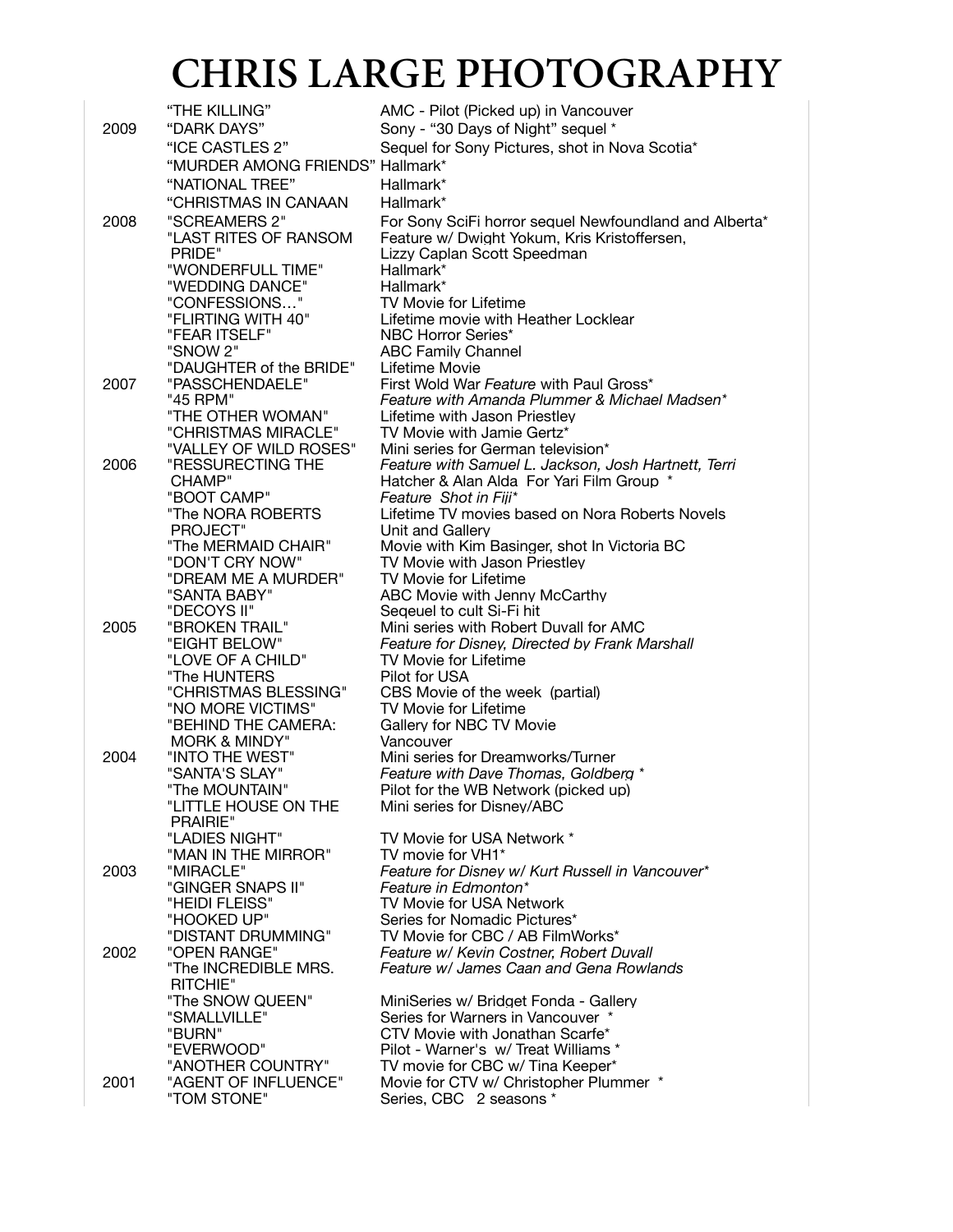# CHRIS LARGE PHOTOGRAPHY

| Year | Title | Description |
|---|---|---|
| | "THE KILLING" | AMC - Pilot (Picked up) in Vancouver |
| 2009 | "DARK DAYS" | Sony - "30 Days of Night" sequel * |
| | "ICE CASTLES 2" | Sequel for Sony Pictures, shot in Nova Scotia* |
| | "MURDER AMONG FRIENDS" | Hallmark* |
| | "NATIONAL TREE" | Hallmark* |
| | "CHRISTMAS IN CANAAN | Hallmark* |
| 2008 | "SCREAMERS 2" | For Sony SciFi horror sequel Newfoundland and Alberta* |
| | "LAST RITES OF RANSOM PRIDE" | Feature w/ Dwight Yokum, Kris Kristoffersen, Lizzy Caplan Scott Speedman |
| | "WONDERFULL TIME" | Hallmark* |
| | "WEDDING DANCE" | Hallmark* |
| | "CONFESSIONS…" | TV Movie for Lifetime |
| | "FLIRTING WITH 40" | Lifetime movie with Heather Locklear |
| | "FEAR ITSELF" | NBC Horror Series* |
| | "SNOW 2" | ABC Family Channel |
| | "DAUGHTER of the BRIDE" | Lifetime Movie |
| 2007 | "PASSCHENDAELE" | First Wold War *Feature* with Paul Gross* |
| | "45 RPM" | *Feature with Amanda Plummer & Michael Madsen** |
| | "THE OTHER WOMAN" | Lifetime with Jason Priestley |
| | "CHRISTMAS MIRACLE" | TV Movie with Jamie Gertz* |
| | "VALLEY OF WILD ROSES" | Mini series for German television* |
| 2006 | "RESSURECTING THE CHAMP" | *Feature with Samuel L. Jackson, Josh Hartnett, Terri* Hatcher & Alan Alda For Yari Film Group * |
| | "BOOT CAMP" | *Feature Shot in Fiji** |
| | "The NORA ROBERTS PROJECT" | Lifetime TV movies based on Nora Roberts Novels Unit and Gallery |
| | "The MERMAID CHAIR" | Movie with Kim Basinger, shot In Victoria BC |
| | "DON'T CRY NOW" | TV Movie with Jason Priestley |
| | "DREAM ME A MURDER" | TV Movie for Lifetime |
| | "SANTA BABY" | ABC Movie with Jenny McCarthy |
| | "DECOYS II" | Seqeuel to cult Si-Fi hit |
| 2005 | "BROKEN TRAIL" | Mini series with Robert Duvall for AMC |
| | "EIGHT BELOW" | *Feature for Disney, Directed by Frank Marshall* |
| | "LOVE OF A CHILD" | TV Movie for Lifetime |
| | "The HUNTERS | Pilot for USA |
| | "CHRISTMAS BLESSING" | CBS Movie of the week (partial) |
| | "NO MORE VICTIMS" | TV Movie for Lifetime |
| | "BEHIND THE CAMERA: MORK & MINDY" | Gallery for NBC TV Movie Vancouver |
| 2004 | "INTO THE WEST" | Mini series for Dreamworks/Turner |
| | "SANTA'S SLAY" | *Feature with Dave Thomas, Goldberg ** |
| | "The MOUNTAIN" | Pilot for the WB Network (picked up) |
| | "LITTLE HOUSE ON THE PRAIRIE" | Mini series for Disney/ABC |
| | "LADIES NIGHT" | TV Movie for USA Network * |
| | "MAN IN THE MIRROR" | TV movie for VH1* |
| 2003 | "MIRACLE" | *Feature for Disney w/ Kurt Russell in Vancouver** |
| | "GINGER SNAPS II" | *Feature in Edmonton** |
| | "HEIDI FLEISS" | TV Movie for USA Network |
| | "HOOKED UP" | Series for Nomadic Pictures* |
| | "DISTANT DRUMMING" | TV Movie for CBC / AB FilmWorks* |
| 2002 | "OPEN RANGE" | *Feature w/ Kevin Costner, Robert Duvall* |
| | "The INCREDIBLE MRS. RITCHIE" | *Feature w/ James Caan and Gena Rowlands* |
| | "The SNOW QUEEN" | MiniSeries w/ Bridget Fonda - Gallery |
| | "SMALLVILLE" | Series for Warners in Vancouver * |
| | "BURN" | CTV Movie with Jonathan Scarfe* |
| | "EVERWOOD" | Pilot - Warner's w/ Treat Williams * |
| | "ANOTHER COUNTRY" | TV movie for CBC w/ Tina Keeper* |
| 2001 | "AGENT OF INFLUENCE" | Movie for CTV w/ Christopher Plummer * |
| | "TOM STONE" | Series, CBC 2 seasons * |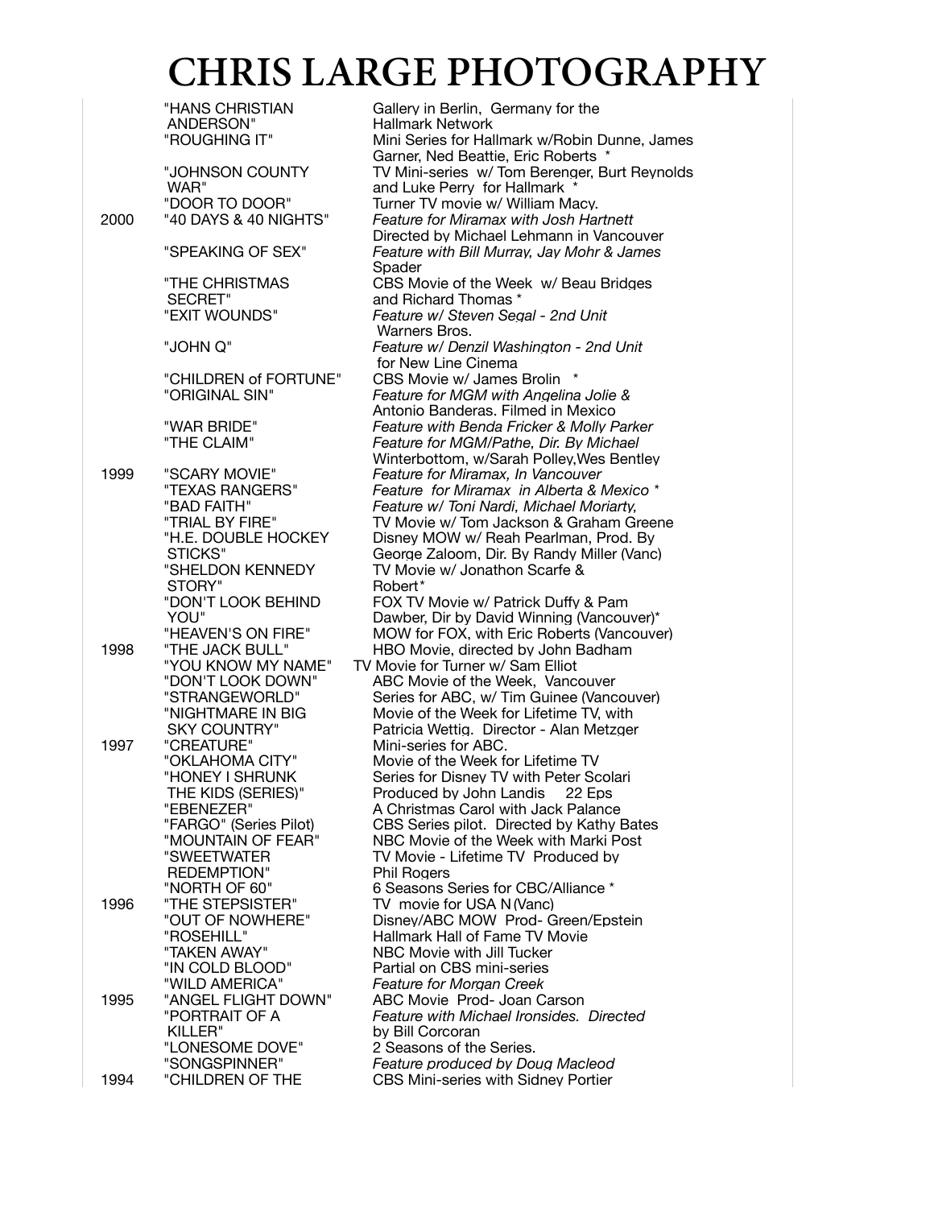# CHRIS LARGE PHOTOGRAPHY

| Year | Title | Description |
|---|---|---|
| | "HANS CHRISTIAN ANDERSON" | Gallery in Berlin, Germany for the Hallmark Network |
| | "ROUGHING IT" | Mini Series for Hallmark w/Robin Dunne, James Garner, Ned Beattie, Eric Roberts * |
| | "JOHNSON COUNTY WAR" | TV Mini-series w/ Tom Berenger, Burt Reynolds and Luke Perry for Hallmark * |
| | "DOOR TO DOOR" | Turner TV movie w/ William Macy. |
| 2000 | "40 DAYS & 40 NIGHTS" | *Feature for Miramax with Josh Hartnett* Directed by Michael Lehmann in Vancouver |
| | "SPEAKING OF SEX" | *Feature with Bill Murray, Jay Mohr & James* Spader |
| | "THE CHRISTMAS SECRET" | CBS Movie of the Week w/ Beau Bridges and Richard Thomas * |
| | "EXIT WOUNDS" | *Feature w/ Steven Segal - 2nd Unit* Warners Bros. |
| | "JOHN Q" | *Feature w/ Denzil Washington - 2nd Unit* for New Line Cinema |
| | "CHILDREN of FORTUNE" | CBS Movie w/ James Brolin * |
| | "ORIGINAL SIN" | *Feature for MGM with Angelina Jolie &* Antonio Banderas. Filmed in Mexico |
| | "WAR BRIDE" | *Feature with Benda Fricker & Molly Parker* |
| | "THE CLAIM" | *Feature for MGM/Pathe, Dir. By Michael* Winterbottom, w/Sarah Polley,Wes Bentley |
| 1999 | "SCARY MOVIE" | *Feature for Miramax, In Vancouver* |
| | "TEXAS RANGERS" | *Feature for Miramax in Alberta & Mexico ** |
| | "BAD FAITH" | *Feature w/ Toni Nardi, Michael Moriarty,* |
| | "TRIAL BY FIRE" | TV Movie w/ Tom Jackson & Graham Greene |
| | "H.E. DOUBLE HOCKEY STICKS" | Disney MOW w/ Reah Pearlman, Prod. By George Zaloom, Dir. By Randy Miller (Vanc) |
| | "SHELDON KENNEDY STORY" | TV Movie w/ Jonathon Scarfe & Robert* |
| | "DON'T LOOK BEHIND YOU" | FOX TV Movie w/ Patrick Duffy & Pam Dawber, Dir by David Winning (Vancouver)* |
| | "HEAVEN'S ON FIRE" | MOW for FOX, with Eric Roberts (Vancouver) |
| 1998 | "THE JACK BULL" | HBO Movie, directed by John Badham |
| | "YOU KNOW MY NAME" | TV Movie for Turner w/ Sam Elliot |
| | "DON'T LOOK DOWN" | ABC Movie of the Week, Vancouver |
| | "STRANGEWORLD" | Series for ABC, w/ Tim Guinee (Vancouver) |
| | "NIGHTMARE IN BIG SKY COUNTRY" | Movie of the Week for Lifetime TV, with Patricia Wettig. Director - Alan Metzger |
| 1997 | "CREATURE" | Mini-series for ABC. |
| | "OKLAHOMA CITY" | Movie of the Week for Lifetime TV |
| | "HONEY I SHRUNK THE KIDS (SERIES)" | Series for Disney TV with Peter Scolari Produced by John Landis 22 Eps |
| | "EBENEZER" | A Christmas Carol with Jack Palance |
| | "FARGO" (Series Pilot) | CBS Series pilot. Directed by Kathy Bates |
| | "MOUNTAIN OF FEAR" | NBC Movie of the Week with Marki Post |
| | "SWEETWATER REDEMPTION" | TV Movie - Lifetime TV Produced by Phil Rogers |
| | "NORTH OF 60" | 6 Seasons Series for CBC/Alliance * |
| 1996 | "THE STEPSISTER" | TV movie for USA N (Vanc) |
| | "OUT OF NOWHERE" | Disney/ABC MOW Prod- Green/Epstein |
| | "ROSEHILL" | Hallmark Hall of Fame TV Movie |
| | "TAKEN AWAY" | NBC Movie with Jill Tucker |
| | "IN COLD BLOOD" | Partial on CBS mini-series |
| | "WILD AMERICA" | *Feature for Morgan Creek* |
| 1995 | "ANGEL FLIGHT DOWN" | ABC Movie Prod- Joan Carson |
| | "PORTRAIT OF A KILLER" | *Feature with Michael Ironsides. Directed* by Bill Corcoran |
| | "LONESOME DOVE" | 2 Seasons of the Series. |
| | "SONGSPINNER" | *Feature produced by Doug Macleod* |
| 1994 | "CHILDREN OF THE | CBS Mini-series with Sidney Portier |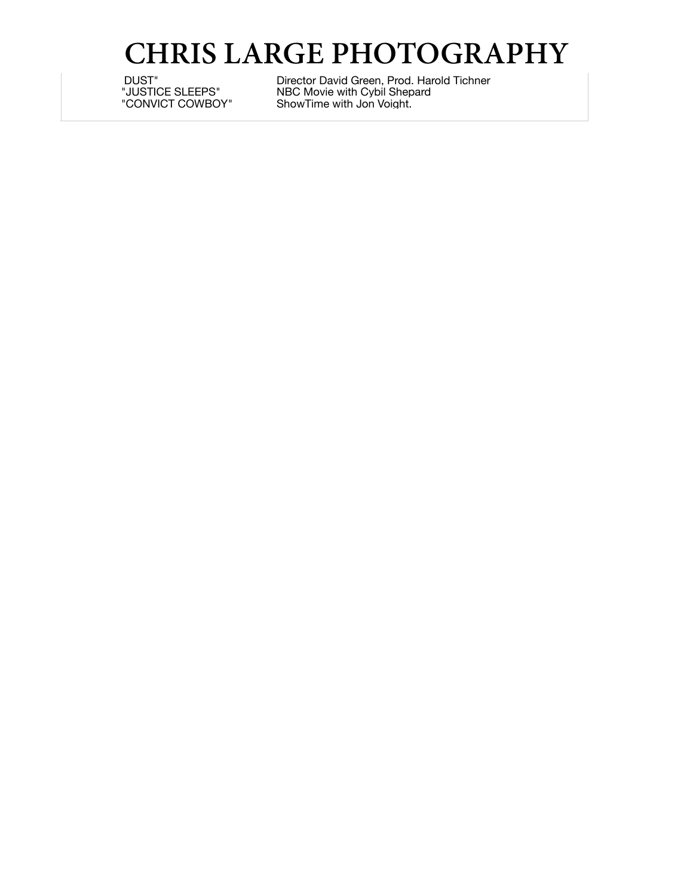# CHRIS LARGE PHOTOGRAPHY

| | |
|---|---|
| DUST" | Director David Green, Prod. Harold Tichner |
| "JUSTICE SLEEPS" | NBC Movie with Cybil Shepard |
| "CONVICT COWBOY" | ShowTime with Jon Voight. |